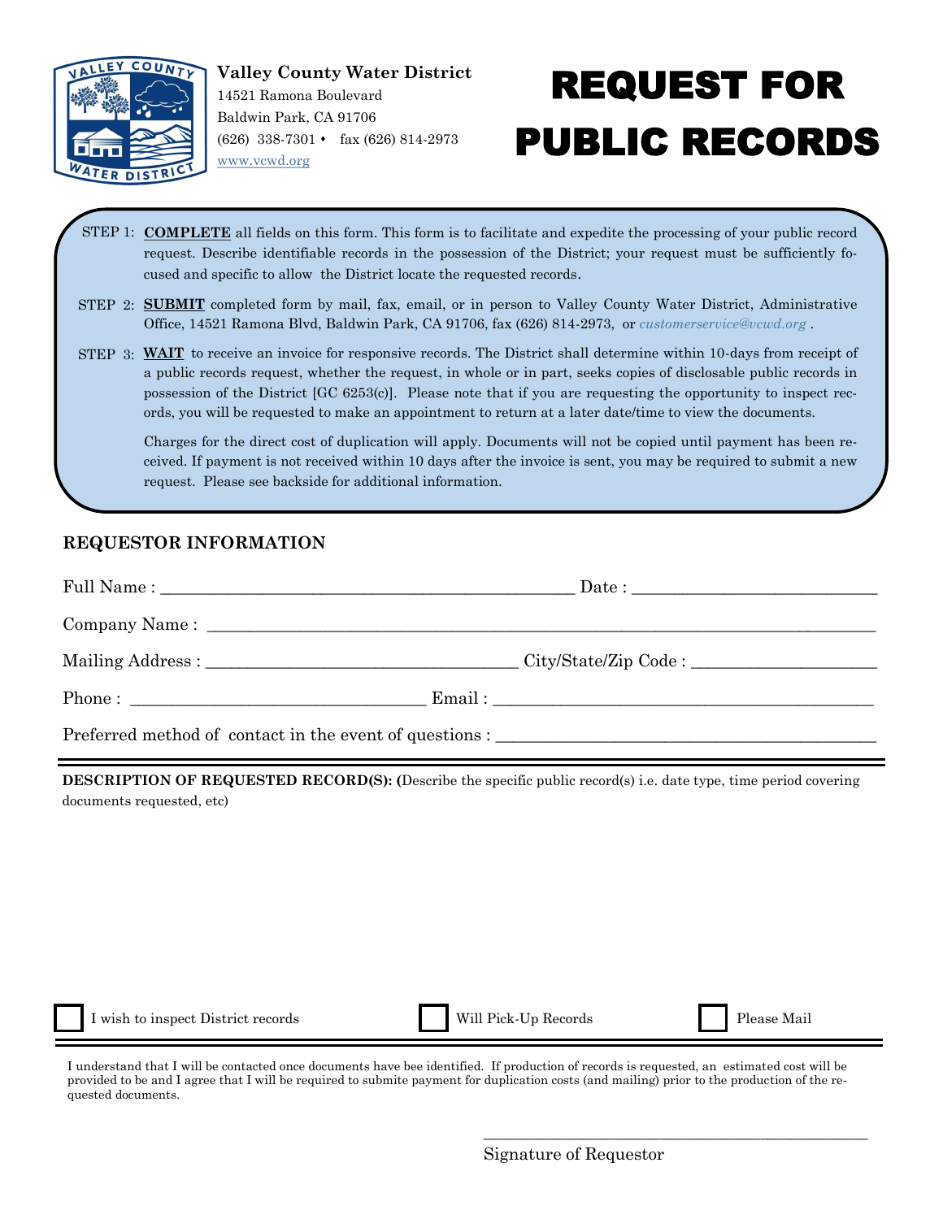**Valley County Water District**
14521 Ramona Boulevard
Baldwin Park, CA 91706
(626) 338-7301 ♦ fax (626) 814-2973
www.vcwd.org

# REQUEST FOR PUBLIC RECORDS

STEP 1: **COMPLETE** all fields on this form. This form is to facilitate and expedite the processing of your public record request. Describe identifiable records in the possession of the District; your request must be sufficiently focused and specific to allow the District locate the requested records.

STEP 2: **SUBMIT** completed form by mail, fax, email, or in person to Valley County Water District, Administrative Office, 14521 Ramona Blvd, Baldwin Park, CA 91706, fax (626) 814-2973, or *customerservice@vcwd.org* .

STEP 3: **WAIT** to receive an invoice for responsive records. The District shall determine within 10-days from receipt of a public records request, whether the request, in whole or in part, seeks copies of disclosable public records in possession of the District [GC 6253(c)]. Please note that if you are requesting the opportunity to inspect records, you will be requested to make an appointment to return at a later date/time to view the documents.

Charges for the direct cost of duplication will apply. Documents will not be copied until payment has been received. If payment is not received within 10 days after the invoice is sent, you may be required to submit a new request. Please see backside for additional information.

## REQUESTOR INFORMATION

Full Name : ______________________________ Date : ______________________

Company Name : ____________________________________________________

Mailing Address : __________________________ City/State/Zip Code : ________________

Phone : ________________________ Email : ______________________________

Preferred method of contact in the event of questions : ______________________________

**DESCRIPTION OF REQUESTED RECORD(S): (**Describe the specific public record(s) i.e. date type, time period covering documents requested, etc)

☐ I wish to inspect District records ☐ Will Pick-Up Records ☐ Please Mail

I understand that I will be contacted once documents have bee identified. If production of records is requested, an estimated cost will be provided to be and I agree that I will be required to submite payment for duplication costs (and mailing) prior to the production of the requested documents.

______________________________
Signature of Requestor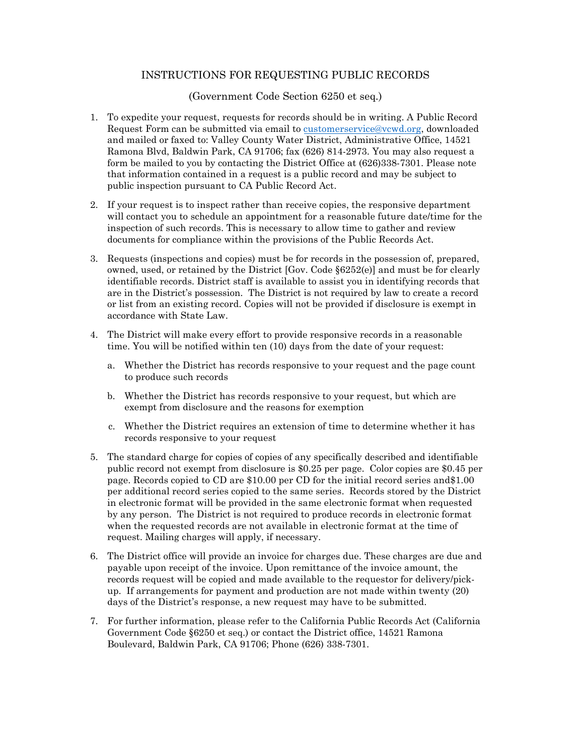# INSTRUCTIONS FOR REQUESTING PUBLIC RECORDS

(Government Code Section 6250 et seq.)

1. To expedite your request, requests for records should be in writing. A Public Record Request Form can be submitted via email to customerservice@vcwd.org, downloaded and mailed or faxed to: Valley County Water District, Administrative Office, 14521 Ramona Blvd, Baldwin Park, CA 91706; fax (626) 814-2973. You may also request a form be mailed to you by contacting the District Office at (626)338-7301. Please note that information contained in a request is a public record and may be subject to public inspection pursuant to CA Public Record Act.

2. If your request is to inspect rather than receive copies, the responsive department will contact you to schedule an appointment for a reasonable future date/time for the inspection of such records. This is necessary to allow time to gather and review documents for compliance within the provisions of the Public Records Act.

3. Requests (inspections and copies) must be for records in the possession of, prepared, owned, used, or retained by the District [Gov. Code §6252(e)] and must be for clearly identifiable records. District staff is available to assist you in identifying records that are in the District's possession. The District is not required by law to create a record or list from an existing record. Copies will not be provided if disclosure is exempt in accordance with State Law.

4. The District will make every effort to provide responsive records in a reasonable time. You will be notified within ten (10) days from the date of your request:

   a. Whether the District has records responsive to your request and the page count to produce such records

   b. Whether the District has records responsive to your request, but which are exempt from disclosure and the reasons for exemption

   c. Whether the District requires an extension of time to determine whether it has records responsive to your request

5. The standard charge for copies of copies of any specifically described and identifiable public record not exempt from disclosure is $0.25 per page. Color copies are $0.45 per page. Records copied to CD are $10.00 per CD for the initial record series and$1.00 per additional record series copied to the same series. Records stored by the District in electronic format will be provided in the same electronic format when requested by any person. The District is not required to produce records in electronic format when the requested records are not available in electronic format at the time of request. Mailing charges will apply, if necessary.

6. The District office will provide an invoice for charges due. These charges are due and payable upon receipt of the invoice. Upon remittance of the invoice amount, the records request will be copied and made available to the requestor for delivery/pick-up. If arrangements for payment and production are not made within twenty (20) days of the District's response, a new request may have to be submitted.

7. For further information, please refer to the California Public Records Act (California Government Code §6250 et seq.) or contact the District office, 14521 Ramona Boulevard, Baldwin Park, CA 91706; Phone (626) 338-7301.